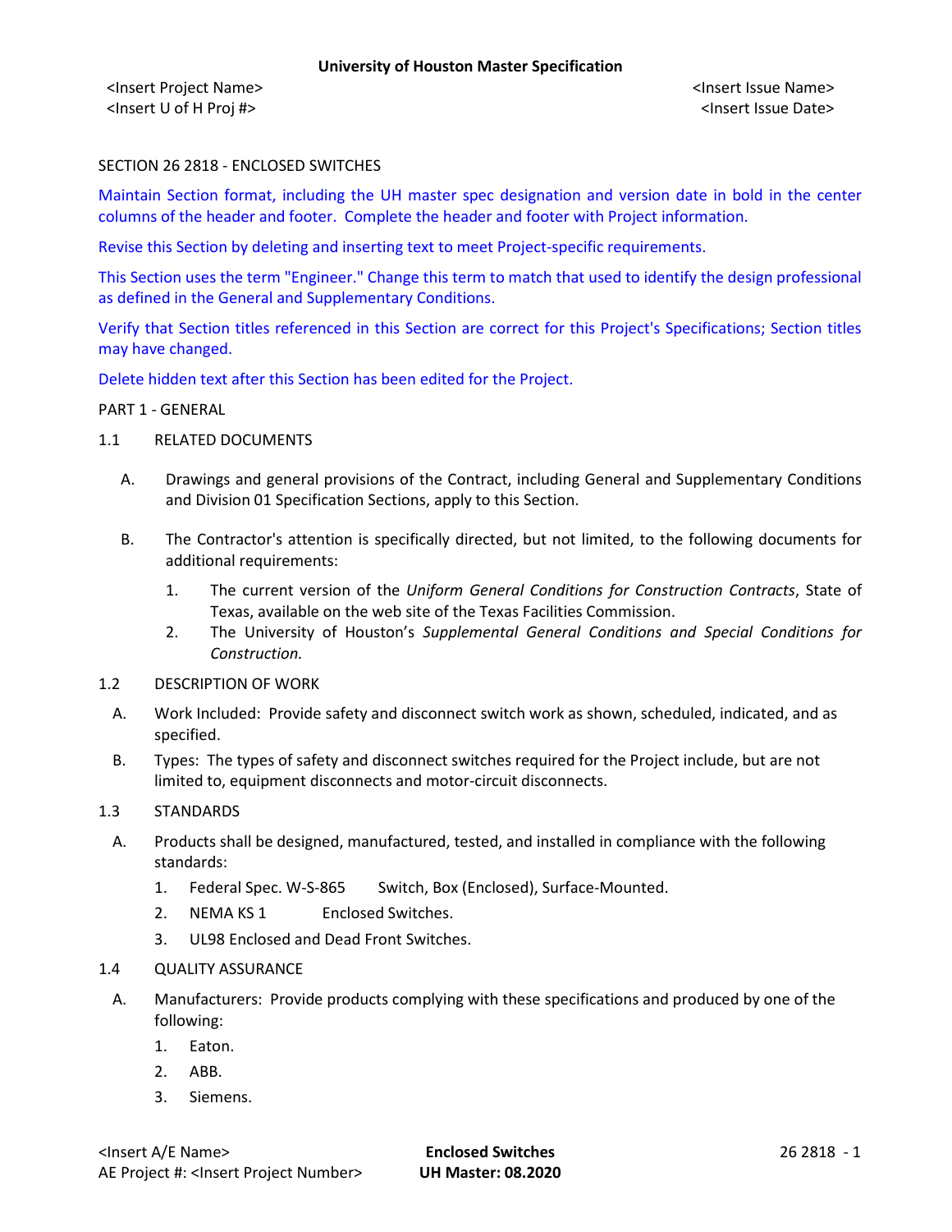**University of Houston Master Specification**

<Insert Project Name>  
<Insert U of H Proj #>

<Insert Issue Name>  
<Insert Issue Date>

SECTION 26 2818 - ENCLOSED SWITCHES

Maintain Section format, including the UH master spec designation and version date in bold in the center columns of the header and footer. Complete the header and footer with Project information.

Revise this Section by deleting and inserting text to meet Project-specific requirements.

This Section uses the term "Engineer." Change this term to match that used to identify the design professional as defined in the General and Supplementary Conditions.

Verify that Section titles referenced in this Section are correct for this Project's Specifications; Section titles may have changed.

Delete hidden text after this Section has been edited for the Project.

PART 1 - GENERAL

1.1 RELATED DOCUMENTS

A. Drawings and general provisions of the Contract, including General and Supplementary Conditions and Division 01 Specification Sections, apply to this Section.

B. The Contractor's attention is specifically directed, but not limited, to the following documents for additional requirements:

1. The current version of the *Uniform General Conditions for Construction Contracts*, State of Texas, available on the web site of the Texas Facilities Commission.
2. The University of Houston's *Supplemental General Conditions and Special Conditions for Construction.*

1.2 DESCRIPTION OF WORK

A. Work Included: Provide safety and disconnect switch work as shown, scheduled, indicated, and as specified.

B. Types: The types of safety and disconnect switches required for the Project include, but are not limited to, equipment disconnects and motor-circuit disconnects.

1.3 STANDARDS

A. Products shall be designed, manufactured, tested, and installed in compliance with the following standards:

1. Federal Spec. W-S-865 Switch, Box (Enclosed), Surface-Mounted.
2. NEMA KS 1 Enclosed Switches.
3. UL98 Enclosed and Dead Front Switches.

1.4 QUALITY ASSURANCE

A. Manufacturers: Provide products complying with these specifications and produced by one of the following:

1. Eaton.
2. ABB.
3. Siemens.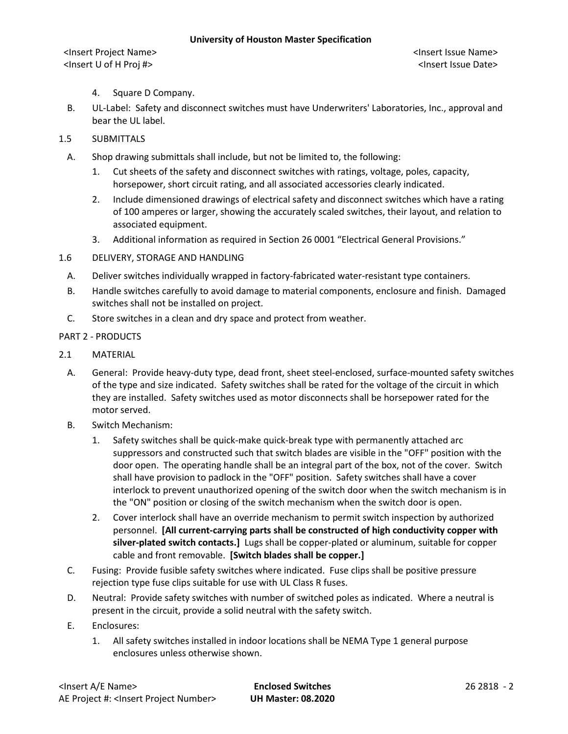4. Square D Company.

B. UL-Label: Safety and disconnect switches must have Underwriters' Laboratories, Inc., approval and bear the UL label.

1.5 SUBMITTALS

A. Shop drawing submittals shall include, but not be limited to, the following:

1. Cut sheets of the safety and disconnect switches with ratings, voltage, poles, capacity, horsepower, short circuit rating, and all associated accessories clearly indicated.
2. Include dimensioned drawings of electrical safety and disconnect switches which have a rating of 100 amperes or larger, showing the accurately scaled switches, their layout, and relation to associated equipment.
3. Additional information as required in Section 26 0001 "Electrical General Provisions."

1.6 DELIVERY, STORAGE AND HANDLING

A. Deliver switches individually wrapped in factory-fabricated water-resistant type containers.

B. Handle switches carefully to avoid damage to material components, enclosure and finish. Damaged switches shall not be installed on project.

C. Store switches in a clean and dry space and protect from weather.

PART 2 - PRODUCTS

2.1 MATERIAL

A. General: Provide heavy-duty type, dead front, sheet steel-enclosed, surface-mounted safety switches of the type and size indicated. Safety switches shall be rated for the voltage of the circuit in which they are installed. Safety switches used as motor disconnects shall be horsepower rated for the motor served.

B. Switch Mechanism:

1. Safety switches shall be quick-make quick-break type with permanently attached arc suppressors and constructed such that switch blades are visible in the "OFF" position with the door open. The operating handle shall be an integral part of the box, not of the cover. Switch shall have provision to padlock in the "OFF" position. Safety switches shall have a cover interlock to prevent unauthorized opening of the switch door when the switch mechanism is in the "ON" position or closing of the switch mechanism when the switch door is open.
2. Cover interlock shall have an override mechanism to permit switch inspection by authorized personnel. **[All current-carrying parts shall be constructed of high conductivity copper with silver-plated switch contacts.]** Lugs shall be copper-plated or aluminum, suitable for copper cable and front removable. **[Switch blades shall be copper.]**

C. Fusing: Provide fusible safety switches where indicated. Fuse clips shall be positive pressure rejection type fuse clips suitable for use with UL Class R fuses.

D. Neutral: Provide safety switches with number of switched poles as indicated. Where a neutral is present in the circuit, provide a solid neutral with the safety switch.

E. Enclosures:

1. All safety switches installed in indoor locations shall be NEMA Type 1 general purpose enclosures unless otherwise shown.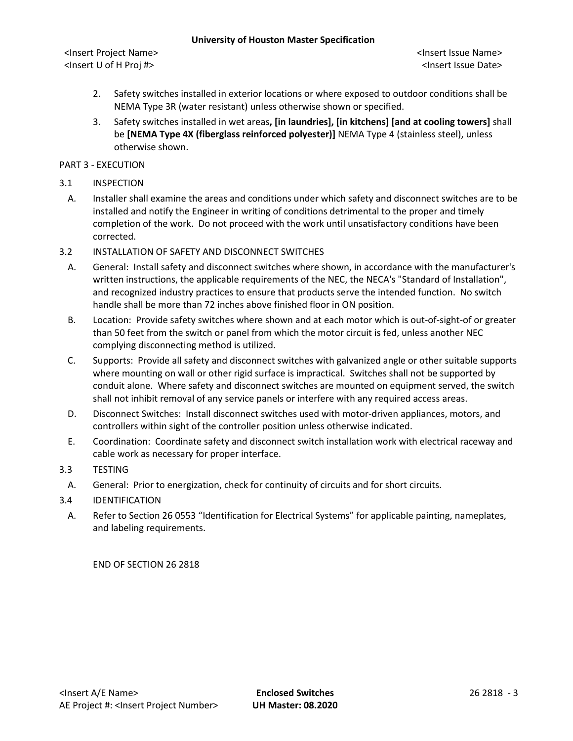2. Safety switches installed in exterior locations or where exposed to outdoor conditions shall be NEMA Type 3R (water resistant) unless otherwise shown or specified.
3. Safety switches installed in wet areas**, [in laundries], [in kitchens] [and at cooling towers]** shall be **[NEMA Type 4X (fiberglass reinforced polyester)]** NEMA Type 4 (stainless steel), unless otherwise shown.

## PART 3 - EXECUTION

### 3.1 INSPECTION

A. Installer shall examine the areas and conditions under which safety and disconnect switches are to be installed and notify the Engineer in writing of conditions detrimental to the proper and timely completion of the work. Do not proceed with the work until unsatisfactory conditions have been corrected.

### 3.2 INSTALLATION OF SAFETY AND DISCONNECT SWITCHES

A. General: Install safety and disconnect switches where shown, in accordance with the manufacturer's written instructions, the applicable requirements of the NEC, the NECA's "Standard of Installation", and recognized industry practices to ensure that products serve the intended function. No switch handle shall be more than 72 inches above finished floor in ON position.

B. Location: Provide safety switches where shown and at each motor which is out-of-sight-of or greater than 50 feet from the switch or panel from which the motor circuit is fed, unless another NEC complying disconnecting method is utilized.

C. Supports: Provide all safety and disconnect switches with galvanized angle or other suitable supports where mounting on wall or other rigid surface is impractical. Switches shall not be supported by conduit alone. Where safety and disconnect switches are mounted on equipment served, the switch shall not inhibit removal of any service panels or interfere with any required access areas.

D. Disconnect Switches: Install disconnect switches used with motor-driven appliances, motors, and controllers within sight of the controller position unless otherwise indicated.

E. Coordination: Coordinate safety and disconnect switch installation work with electrical raceway and cable work as necessary for proper interface.

### 3.3 TESTING

A. General: Prior to energization, check for continuity of circuits and for short circuits.

### 3.4 IDENTIFICATION

A. Refer to Section 26 0553 “Identification for Electrical Systems” for applicable painting, nameplates, and labeling requirements.

END OF SECTION 26 2818